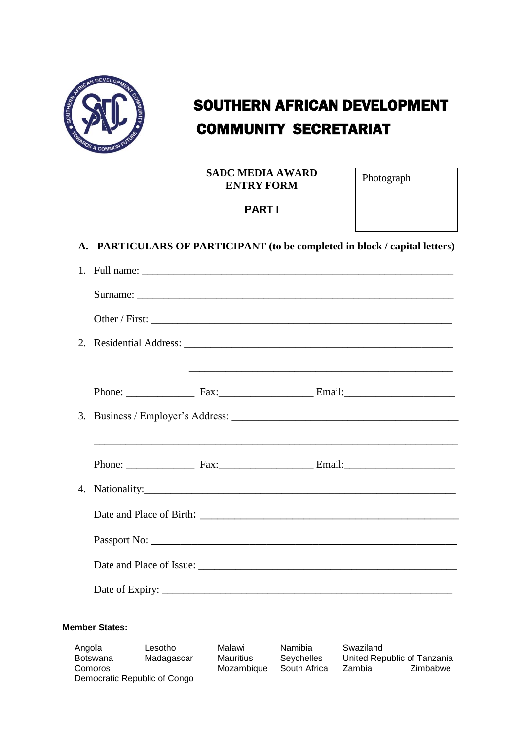# SOUTHERN AFRICAN DEVELOPMENT COMMUNITY SECRETARIAT

**SADC MEDIA AWARD ENTRY FORM**

**PART I**

Photograph

## A. PARTICULARS OF PARTICIPANT (to be completed in block / capital letters)

1. Full name: ____________________________________________

   Surname: ____________________________________________

   Other / First: ____________________________________________

2. Residential Address: ____________________________________________

   ____________________________________________

   Phone: ____________ Fax: ______________ Email: ________________

3. Business / Employer's Address: ____________________________________________

   ____________________________________________

   Phone: ____________ Fax: ______________ Email: ________________

4. Nationality: ____________________________________________

   Date and Place of Birth: ____________________________________________

   Passport No: ____________________________________________

   Date and Place of Issue: ____________________________________________

   Date of Expiry: ____________________________________________

**Member States:**

Angola, Botswana, Comoros, Democratic Republic of Congo, Lesotho, Madagascar, Malawi, Mauritius, Mozambique, Namibia, Seychelles, South Africa, Swaziland, United Republic of Tanzania, Zambia, Zimbabwe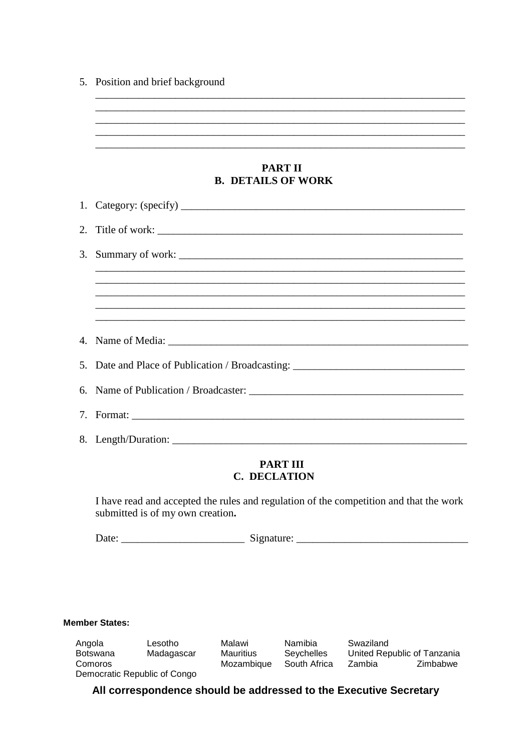5. Position and brief background

_______________________________________________________________________
_______________________________________________________________________
_______________________________________________________________________
_______________________________________________________________________
_______________________________________________________________________

## PART II
## B. DETAILS OF WORK

1. Category: (specify) _____________________________________________________

2. Title of work: _________________________________________________________

3. Summary of work: ______________________________________________________
_______________________________________________________________________
_______________________________________________________________________
_______________________________________________________________________
_______________________________________________________________________
_______________________________________________________________________

4. Name of Media: ________________________________________________________

5. Date and Place of Publication / Broadcasting: ______________________________

6. Name of Publication / Broadcaster: _______________________________________

7. Format: _______________________________________________________________

8. Length/Duration: _______________________________________________________

## PART III
## C. DECLATION

I have read and accepted the rules and regulation of the competition and that the work submitted is of my own creation**.**

Date: ______________________ Signature: ______________________________

**Member States:**

| | | | | | |
|---|---|---|---|---|---|
| Angola | Lesotho | Malawi | Namibia | Swaziland | |
| Botswana | Madagascar | Mauritius | Seychelles | United Republic of Tanzania | |
| Comoros | | Mozambique | South Africa | Zambia | Zimbabwe |
| Democratic Republic of Congo | | | | | |

**All correspondence should be addressed to the Executive Secretary**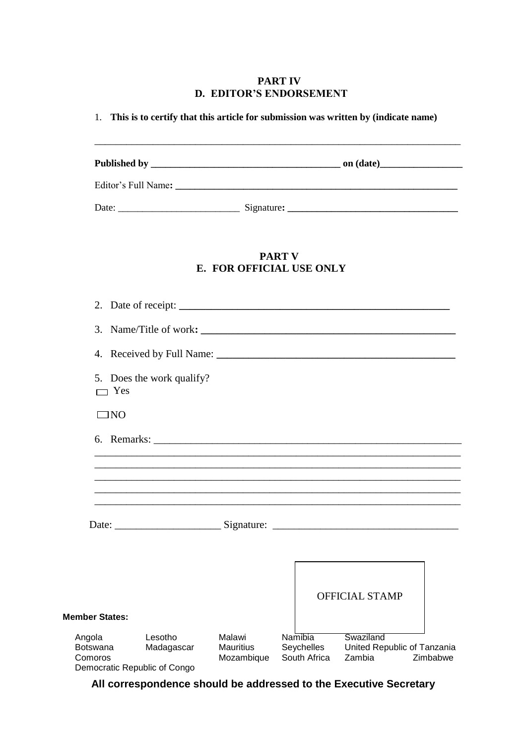## PART IV
## D. EDITOR'S ENDORSEMENT

1. **This is to certify that this article for submission was written by (indicate name)**

______________________________________________________________________

**Published by ______________________________________ on (date)_________________**

Editor's Full Name**: ___________________________________________________________**

Date: _________________________ Signature**: __________________________________**

## PART V
## E. FOR OFFICIAL USE ONLY

2. Date of receipt: **___________________________________________________**
3. Name/Title of work**: _______________________________________________**
4. Received by Full Name: **_____________________________________________**
5. Does the work qualify?

☐ Yes

☐ NO

6. Remarks: ___________________________________________________________

______________________________________________________________________

______________________________________________________________________

______________________________________________________________________

______________________________________________________________________

______________________________________________________________________

Date: ____________________ Signature: ___________________________________

OFFICIAL STAMP

**Member States:**

| | | | | | |
|---|---|---|---|---|---|
| Angola | Lesotho | Malawi | Namibia | Swaziland | |
| Botswana | Madagascar | Mauritius | Seychelles | United Republic of Tanzania | |
| Comoros | | Mozambique | South Africa | Zambia | Zimbabwe |
| Democratic Republic of Congo | | | | | |

**All correspondence should be addressed to the Executive Secretary**